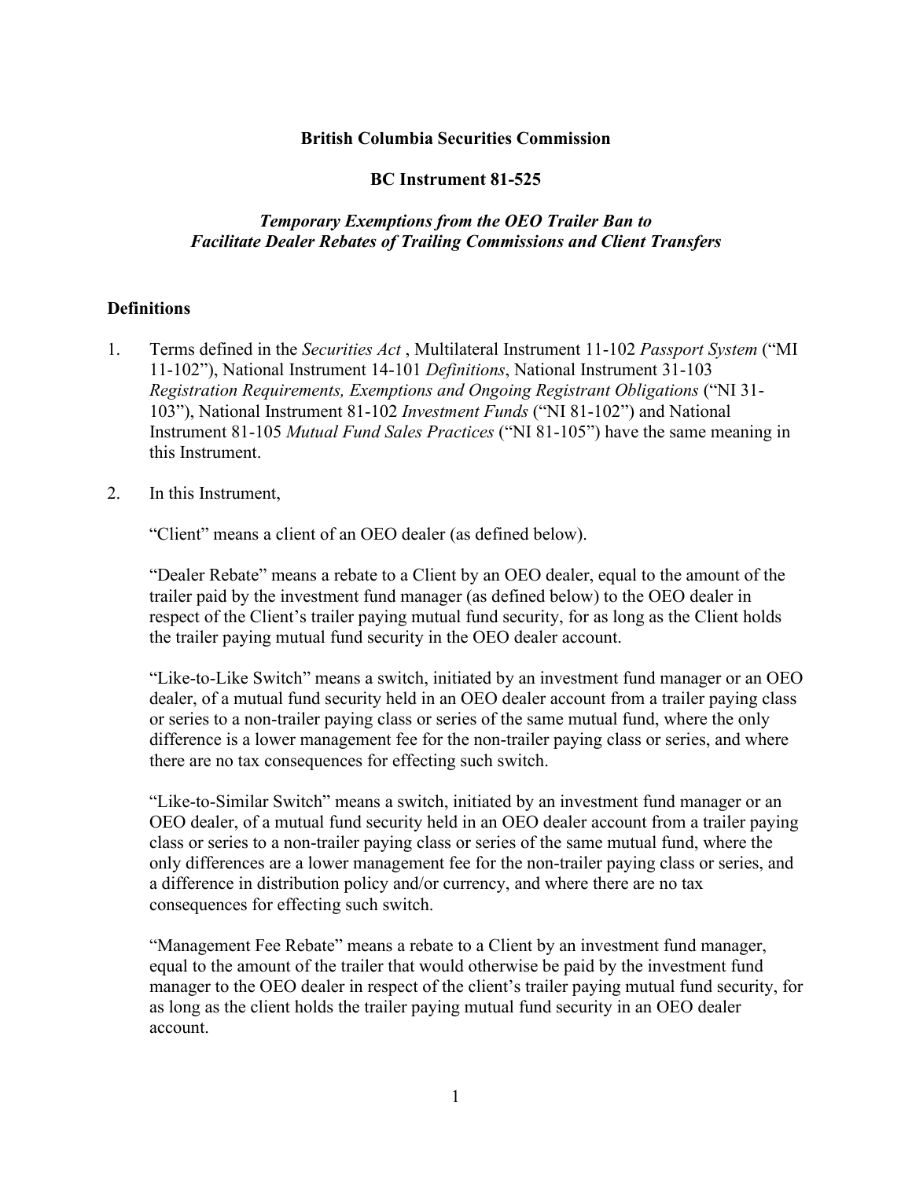**British Columbia Securities Commission**

**BC Instrument 81-525**

***Temporary Exemptions from the OEO Trailer Ban to Facilitate Dealer Rebates of Trailing Commissions and Client Transfers***

## Definitions

1. Terms defined in the *Securities Act* , Multilateral Instrument 11-102 *Passport System* ("MI 11-102"), National Instrument 14-101 *Definitions*, National Instrument 31-103 *Registration Requirements, Exemptions and Ongoing Registrant Obligations* ("NI 31-103"), National Instrument 81-102 *Investment Funds* ("NI 81-102") and National Instrument 81-105 *Mutual Fund Sales Practices* ("NI 81-105") have the same meaning in this Instrument.

2. In this Instrument,

   "Client" means a client of an OEO dealer (as defined below).

   "Dealer Rebate" means a rebate to a Client by an OEO dealer, equal to the amount of the trailer paid by the investment fund manager (as defined below) to the OEO dealer in respect of the Client's trailer paying mutual fund security, for as long as the Client holds the trailer paying mutual fund security in the OEO dealer account.

   "Like-to-Like Switch" means a switch, initiated by an investment fund manager or an OEO dealer, of a mutual fund security held in an OEO dealer account from a trailer paying class or series to a non-trailer paying class or series of the same mutual fund, where the only difference is a lower management fee for the non-trailer paying class or series, and where there are no tax consequences for effecting such switch.

   "Like-to-Similar Switch" means a switch, initiated by an investment fund manager or an OEO dealer, of a mutual fund security held in an OEO dealer account from a trailer paying class or series to a non-trailer paying class or series of the same mutual fund, where the only differences are a lower management fee for the non-trailer paying class or series, and a difference in distribution policy and/or currency, and where there are no tax consequences for effecting such switch.

   "Management Fee Rebate" means a rebate to a Client by an investment fund manager, equal to the amount of the trailer that would otherwise be paid by the investment fund manager to the OEO dealer in respect of the client's trailer paying mutual fund security, for as long as the client holds the trailer paying mutual fund security in an OEO dealer account.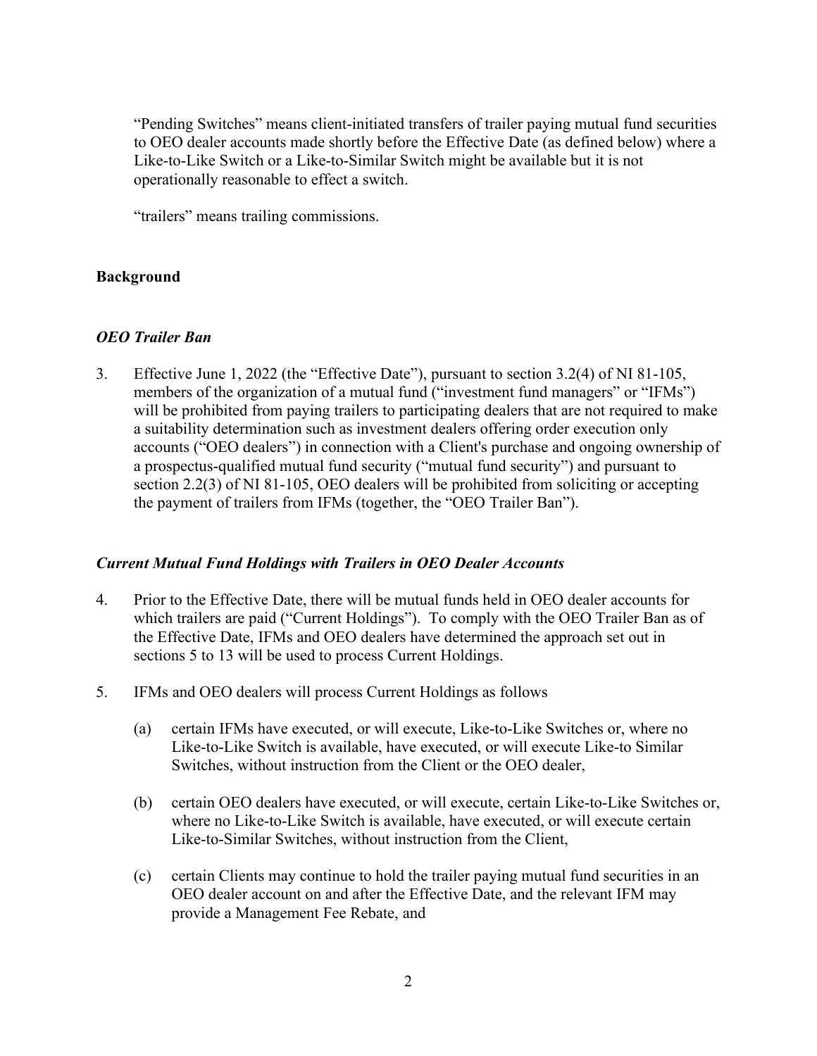"Pending Switches" means client-initiated transfers of trailer paying mutual fund securities to OEO dealer accounts made shortly before the Effective Date (as defined below) where a Like-to-Like Switch or a Like-to-Similar Switch might be available but it is not operationally reasonable to effect a switch.

"trailers" means trailing commissions.

## Background

### *OEO Trailer Ban*

3. Effective June 1, 2022 (the "Effective Date"), pursuant to section 3.2(4) of NI 81-105, members of the organization of a mutual fund ("investment fund managers" or "IFMs") will be prohibited from paying trailers to participating dealers that are not required to make a suitability determination such as investment dealers offering order execution only accounts ("OEO dealers") in connection with a Client's purchase and ongoing ownership of a prospectus-qualified mutual fund security ("mutual fund security") and pursuant to section 2.2(3) of NI 81-105, OEO dealers will be prohibited from soliciting or accepting the payment of trailers from IFMs (together, the "OEO Trailer Ban").

### *Current Mutual Fund Holdings with Trailers in OEO Dealer Accounts*

4. Prior to the Effective Date, there will be mutual funds held in OEO dealer accounts for which trailers are paid ("Current Holdings"). To comply with the OEO Trailer Ban as of the Effective Date, IFMs and OEO dealers have determined the approach set out in sections 5 to 13 will be used to process Current Holdings.

5. IFMs and OEO dealers will process Current Holdings as follows

   (a) certain IFMs have executed, or will execute, Like-to-Like Switches or, where no Like-to-Like Switch is available, have executed, or will execute Like-to Similar Switches, without instruction from the Client or the OEO dealer,

   (b) certain OEO dealers have executed, or will execute, certain Like-to-Like Switches or, where no Like-to-Like Switch is available, have executed, or will execute certain Like-to-Similar Switches, without instruction from the Client,

   (c) certain Clients may continue to hold the trailer paying mutual fund securities in an OEO dealer account on and after the Effective Date, and the relevant IFM may provide a Management Fee Rebate, and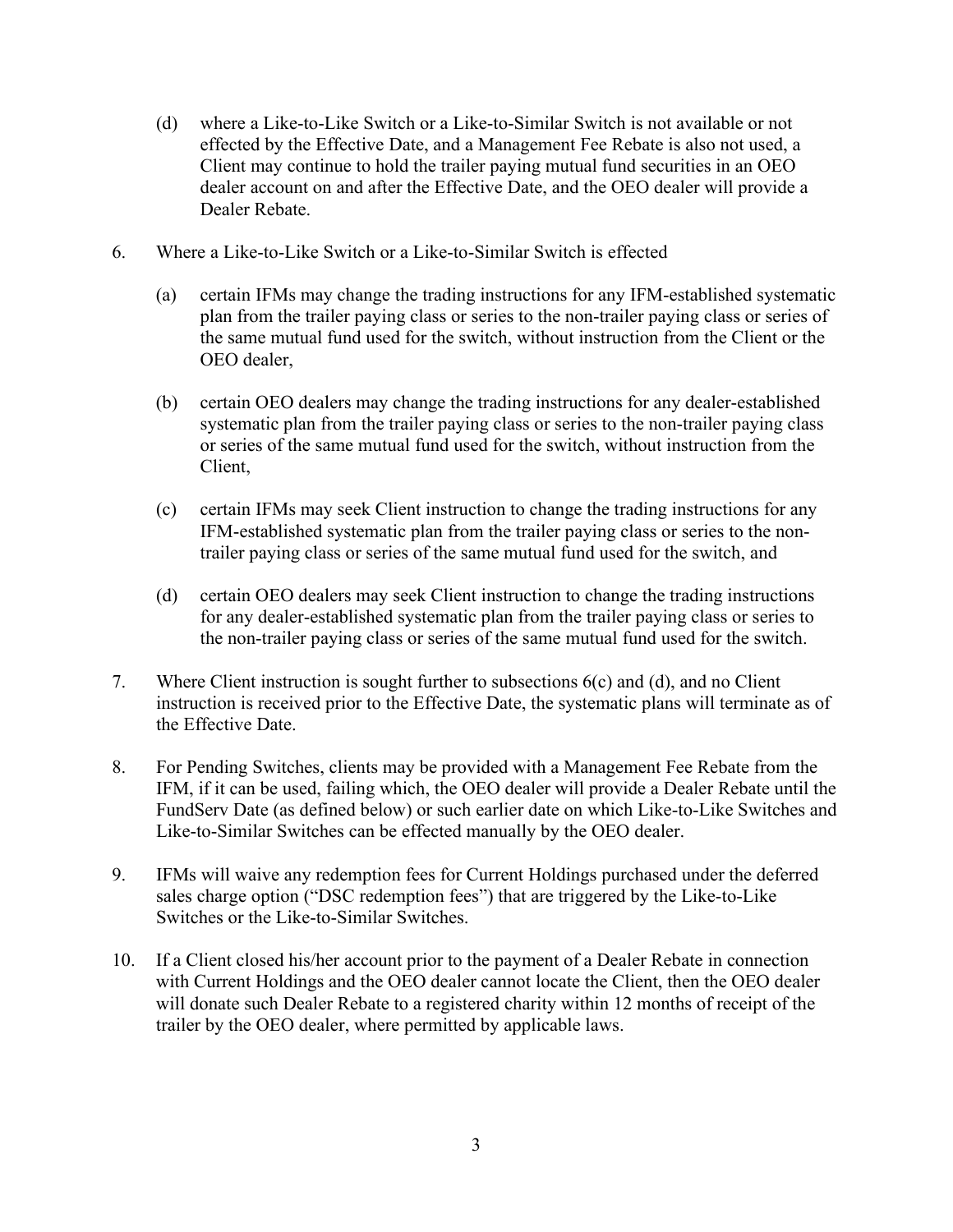(d) where a Like-to-Like Switch or a Like-to-Similar Switch is not available or not effected by the Effective Date, and a Management Fee Rebate is also not used, a Client may continue to hold the trailer paying mutual fund securities in an OEO dealer account on and after the Effective Date, and the OEO dealer will provide a Dealer Rebate.

6. Where a Like-to-Like Switch or a Like-to-Similar Switch is effected

   (a) certain IFMs may change the trading instructions for any IFM-established systematic plan from the trailer paying class or series to the non-trailer paying class or series of the same mutual fund used for the switch, without instruction from the Client or the OEO dealer,

   (b) certain OEO dealers may change the trading instructions for any dealer-established systematic plan from the trailer paying class or series to the non-trailer paying class or series of the same mutual fund used for the switch, without instruction from the Client,

   (c) certain IFMs may seek Client instruction to change the trading instructions for any IFM-established systematic plan from the trailer paying class or series to the non-trailer paying class or series of the same mutual fund used for the switch, and

   (d) certain OEO dealers may seek Client instruction to change the trading instructions for any dealer-established systematic plan from the trailer paying class or series to the non-trailer paying class or series of the same mutual fund used for the switch.

7. Where Client instruction is sought further to subsections 6(c) and (d), and no Client instruction is received prior to the Effective Date, the systematic plans will terminate as of the Effective Date.

8. For Pending Switches, clients may be provided with a Management Fee Rebate from the IFM, if it can be used, failing which, the OEO dealer will provide a Dealer Rebate until the FundServ Date (as defined below) or such earlier date on which Like-to-Like Switches and Like-to-Similar Switches can be effected manually by the OEO dealer.

9. IFMs will waive any redemption fees for Current Holdings purchased under the deferred sales charge option ("DSC redemption fees") that are triggered by the Like-to-Like Switches or the Like-to-Similar Switches.

10. If a Client closed his/her account prior to the payment of a Dealer Rebate in connection with Current Holdings and the OEO dealer cannot locate the Client, then the OEO dealer will donate such Dealer Rebate to a registered charity within 12 months of receipt of the trailer by the OEO dealer, where permitted by applicable laws.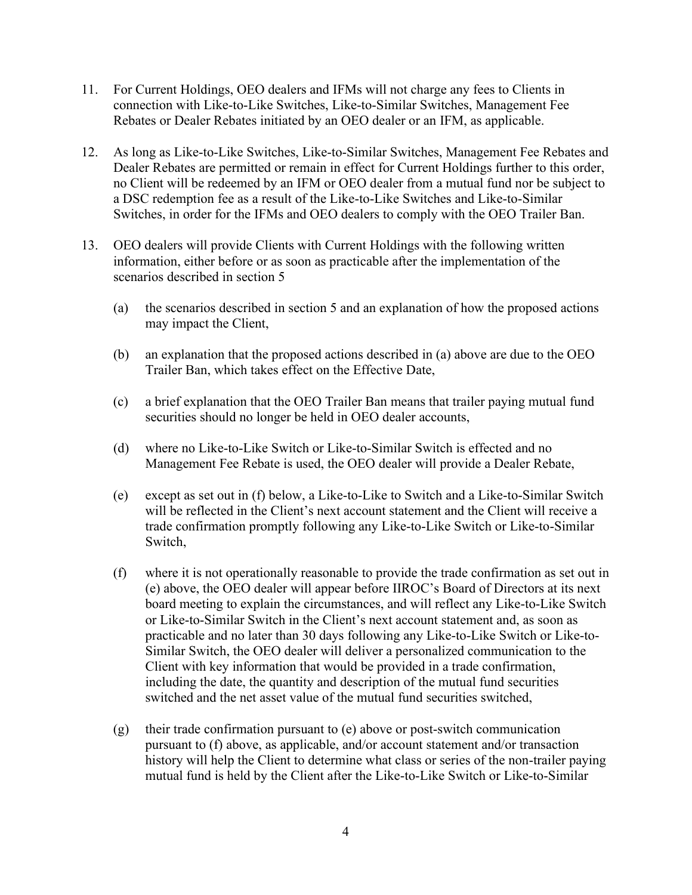11. For Current Holdings, OEO dealers and IFMs will not charge any fees to Clients in connection with Like-to-Like Switches, Like-to-Similar Switches, Management Fee Rebates or Dealer Rebates initiated by an OEO dealer or an IFM, as applicable.

12. As long as Like-to-Like Switches, Like-to-Similar Switches, Management Fee Rebates and Dealer Rebates are permitted or remain in effect for Current Holdings further to this order, no Client will be redeemed by an IFM or OEO dealer from a mutual fund nor be subject to a DSC redemption fee as a result of the Like-to-Like Switches and Like-to-Similar Switches, in order for the IFMs and OEO dealers to comply with the OEO Trailer Ban.

13. OEO dealers will provide Clients with Current Holdings with the following written information, either before or as soon as practicable after the implementation of the scenarios described in section 5

    (a) the scenarios described in section 5 and an explanation of how the proposed actions may impact the Client,

    (b) an explanation that the proposed actions described in (a) above are due to the OEO Trailer Ban, which takes effect on the Effective Date,

    (c) a brief explanation that the OEO Trailer Ban means that trailer paying mutual fund securities should no longer be held in OEO dealer accounts,

    (d) where no Like-to-Like Switch or Like-to-Similar Switch is effected and no Management Fee Rebate is used, the OEO dealer will provide a Dealer Rebate,

    (e) except as set out in (f) below, a Like-to-Like to Switch and a Like-to-Similar Switch will be reflected in the Client's next account statement and the Client will receive a trade confirmation promptly following any Like-to-Like Switch or Like-to-Similar Switch,

    (f) where it is not operationally reasonable to provide the trade confirmation as set out in (e) above, the OEO dealer will appear before IIROC's Board of Directors at its next board meeting to explain the circumstances, and will reflect any Like-to-Like Switch or Like-to-Similar Switch in the Client's next account statement and, as soon as practicable and no later than 30 days following any Like-to-Like Switch or Like-to-Similar Switch, the OEO dealer will deliver a personalized communication to the Client with key information that would be provided in a trade confirmation, including the date, the quantity and description of the mutual fund securities switched and the net asset value of the mutual fund securities switched,

    (g) their trade confirmation pursuant to (e) above or post-switch communication pursuant to (f) above, as applicable, and/or account statement and/or transaction history will help the Client to determine what class or series of the non-trailer paying mutual fund is held by the Client after the Like-to-Like Switch or Like-to-Similar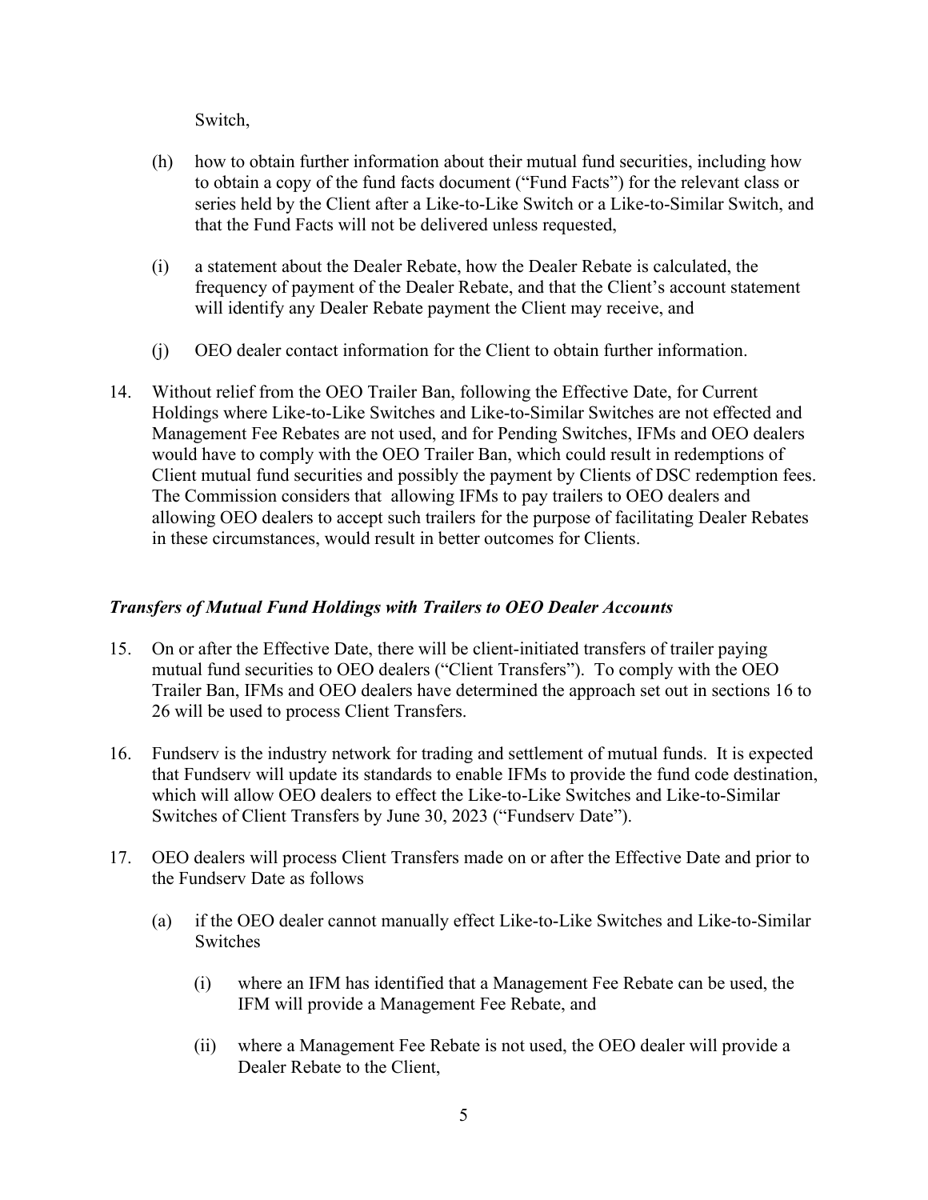Switch,

(h) how to obtain further information about their mutual fund securities, including how to obtain a copy of the fund facts document ("Fund Facts") for the relevant class or series held by the Client after a Like-to-Like Switch or a Like-to-Similar Switch, and that the Fund Facts will not be delivered unless requested,

(i) a statement about the Dealer Rebate, how the Dealer Rebate is calculated, the frequency of payment of the Dealer Rebate, and that the Client's account statement will identify any Dealer Rebate payment the Client may receive, and

(j) OEO dealer contact information for the Client to obtain further information.

14. Without relief from the OEO Trailer Ban, following the Effective Date, for Current Holdings where Like-to-Like Switches and Like-to-Similar Switches are not effected and Management Fee Rebates are not used, and for Pending Switches, IFMs and OEO dealers would have to comply with the OEO Trailer Ban, which could result in redemptions of Client mutual fund securities and possibly the payment by Clients of DSC redemption fees. The Commission considers that allowing IFMs to pay trailers to OEO dealers and allowing OEO dealers to accept such trailers for the purpose of facilitating Dealer Rebates in these circumstances, would result in better outcomes for Clients.

### *Transfers of Mutual Fund Holdings with Trailers to OEO Dealer Accounts*

15. On or after the Effective Date, there will be client-initiated transfers of trailer paying mutual fund securities to OEO dealers ("Client Transfers"). To comply with the OEO Trailer Ban, IFMs and OEO dealers have determined the approach set out in sections 16 to 26 will be used to process Client Transfers.

16. Fundserv is the industry network for trading and settlement of mutual funds. It is expected that Fundserv will update its standards to enable IFMs to provide the fund code destination, which will allow OEO dealers to effect the Like-to-Like Switches and Like-to-Similar Switches of Client Transfers by June 30, 2023 ("Fundserv Date").

17. OEO dealers will process Client Transfers made on or after the Effective Date and prior to the Fundserv Date as follows

    (a) if the OEO dealer cannot manually effect Like-to-Like Switches and Like-to-Similar Switches

        (i) where an IFM has identified that a Management Fee Rebate can be used, the IFM will provide a Management Fee Rebate, and

        (ii) where a Management Fee Rebate is not used, the OEO dealer will provide a Dealer Rebate to the Client,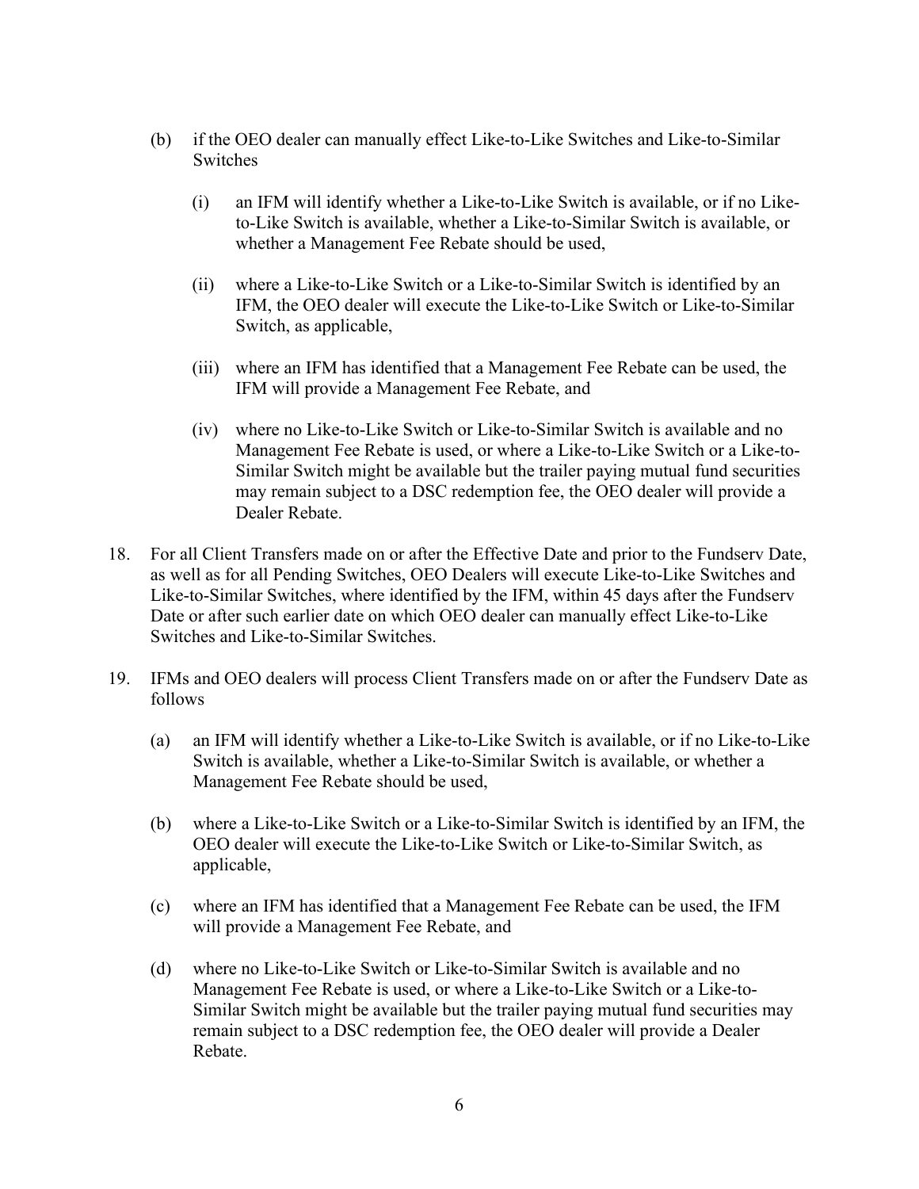(b) if the OEO dealer can manually effect Like-to-Like Switches and Like-to-Similar Switches

   (i) an IFM will identify whether a Like-to-Like Switch is available, or if no Like-to-Like Switch is available, whether a Like-to-Similar Switch is available, or whether a Management Fee Rebate should be used,

   (ii) where a Like-to-Like Switch or a Like-to-Similar Switch is identified by an IFM, the OEO dealer will execute the Like-to-Like Switch or Like-to-Similar Switch, as applicable,

   (iii) where an IFM has identified that a Management Fee Rebate can be used, the IFM will provide a Management Fee Rebate, and

   (iv) where no Like-to-Like Switch or Like-to-Similar Switch is available and no Management Fee Rebate is used, or where a Like-to-Like Switch or a Like-to-Similar Switch might be available but the trailer paying mutual fund securities may remain subject to a DSC redemption fee, the OEO dealer will provide a Dealer Rebate.

18. For all Client Transfers made on or after the Effective Date and prior to the Fundserv Date, as well as for all Pending Switches, OEO Dealers will execute Like-to-Like Switches and Like-to-Similar Switches, where identified by the IFM, within 45 days after the Fundserv Date or after such earlier date on which OEO dealer can manually effect Like-to-Like Switches and Like-to-Similar Switches.

19. IFMs and OEO dealers will process Client Transfers made on or after the Fundserv Date as follows

   (a) an IFM will identify whether a Like-to-Like Switch is available, or if no Like-to-Like Switch is available, whether a Like-to-Similar Switch is available, or whether a Management Fee Rebate should be used,

   (b) where a Like-to-Like Switch or a Like-to-Similar Switch is identified by an IFM, the OEO dealer will execute the Like-to-Like Switch or Like-to-Similar Switch, as applicable,

   (c) where an IFM has identified that a Management Fee Rebate can be used, the IFM will provide a Management Fee Rebate, and

   (d) where no Like-to-Like Switch or Like-to-Similar Switch is available and no Management Fee Rebate is used, or where a Like-to-Like Switch or a Like-to-Similar Switch might be available but the trailer paying mutual fund securities may remain subject to a DSC redemption fee, the OEO dealer will provide a Dealer Rebate.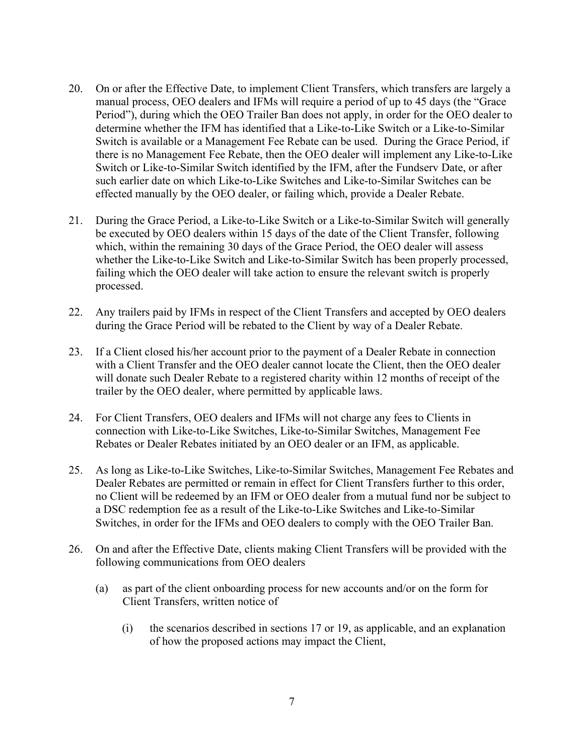20. On or after the Effective Date, to implement Client Transfers, which transfers are largely a manual process, OEO dealers and IFMs will require a period of up to 45 days (the "Grace Period"), during which the OEO Trailer Ban does not apply, in order for the OEO dealer to determine whether the IFM has identified that a Like-to-Like Switch or a Like-to-Similar Switch is available or a Management Fee Rebate can be used. During the Grace Period, if there is no Management Fee Rebate, then the OEO dealer will implement any Like-to-Like Switch or Like-to-Similar Switch identified by the IFM, after the Fundserv Date, or after such earlier date on which Like-to-Like Switches and Like-to-Similar Switches can be effected manually by the OEO dealer, or failing which, provide a Dealer Rebate.

21. During the Grace Period, a Like-to-Like Switch or a Like-to-Similar Switch will generally be executed by OEO dealers within 15 days of the date of the Client Transfer, following which, within the remaining 30 days of the Grace Period, the OEO dealer will assess whether the Like-to-Like Switch and Like-to-Similar Switch has been properly processed, failing which the OEO dealer will take action to ensure the relevant switch is properly processed.

22. Any trailers paid by IFMs in respect of the Client Transfers and accepted by OEO dealers during the Grace Period will be rebated to the Client by way of a Dealer Rebate.

23. If a Client closed his/her account prior to the payment of a Dealer Rebate in connection with a Client Transfer and the OEO dealer cannot locate the Client, then the OEO dealer will donate such Dealer Rebate to a registered charity within 12 months of receipt of the trailer by the OEO dealer, where permitted by applicable laws.

24. For Client Transfers, OEO dealers and IFMs will not charge any fees to Clients in connection with Like-to-Like Switches, Like-to-Similar Switches, Management Fee Rebates or Dealer Rebates initiated by an OEO dealer or an IFM, as applicable.

25. As long as Like-to-Like Switches, Like-to-Similar Switches, Management Fee Rebates and Dealer Rebates are permitted or remain in effect for Client Transfers further to this order, no Client will be redeemed by an IFM or OEO dealer from a mutual fund nor be subject to a DSC redemption fee as a result of the Like-to-Like Switches and Like-to-Similar Switches, in order for the IFMs and OEO dealers to comply with the OEO Trailer Ban.

26. On and after the Effective Date, clients making Client Transfers will be provided with the following communications from OEO dealers

    (a) as part of the client onboarding process for new accounts and/or on the form for Client Transfers, written notice of

        (i) the scenarios described in sections 17 or 19, as applicable, and an explanation of how the proposed actions may impact the Client,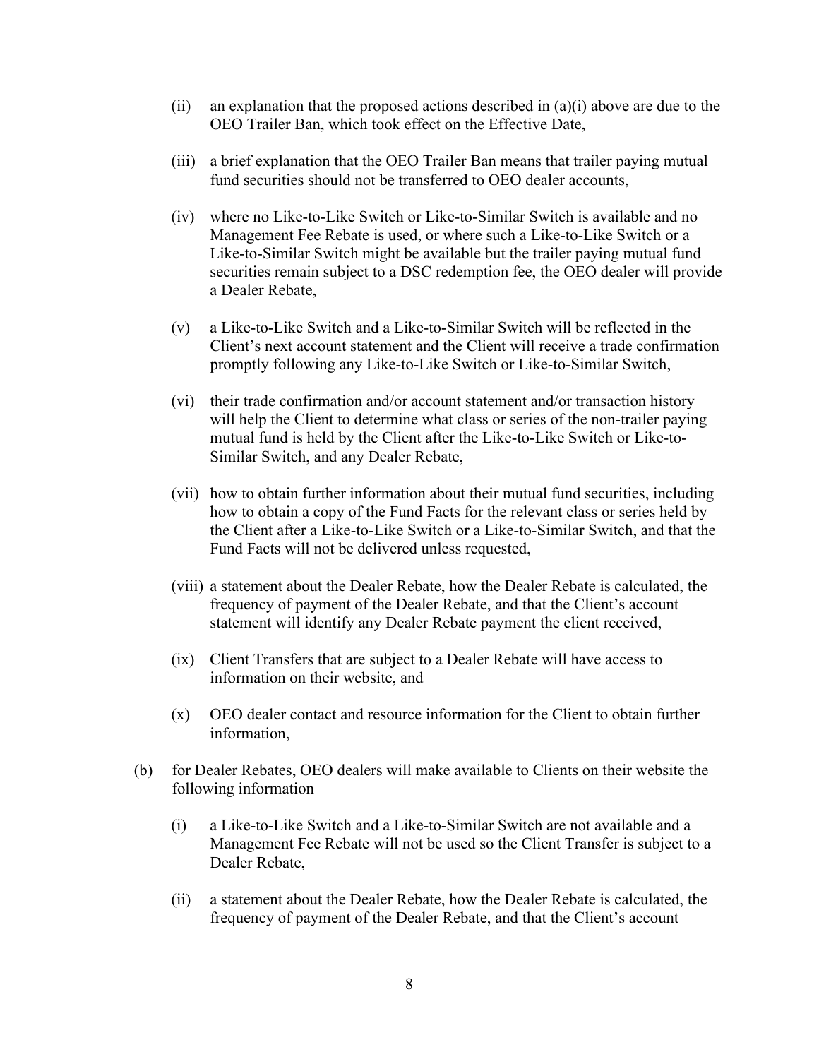(ii) an explanation that the proposed actions described in (a)(i) above are due to the OEO Trailer Ban, which took effect on the Effective Date,

(iii) a brief explanation that the OEO Trailer Ban means that trailer paying mutual fund securities should not be transferred to OEO dealer accounts,

(iv) where no Like-to-Like Switch or Like-to-Similar Switch is available and no Management Fee Rebate is used, or where such a Like-to-Like Switch or a Like-to-Similar Switch might be available but the trailer paying mutual fund securities remain subject to a DSC redemption fee, the OEO dealer will provide a Dealer Rebate,

(v) a Like-to-Like Switch and a Like-to-Similar Switch will be reflected in the Client's next account statement and the Client will receive a trade confirmation promptly following any Like-to-Like Switch or Like-to-Similar Switch,

(vi) their trade confirmation and/or account statement and/or transaction history will help the Client to determine what class or series of the non-trailer paying mutual fund is held by the Client after the Like-to-Like Switch or Like-to-Similar Switch, and any Dealer Rebate,

(vii) how to obtain further information about their mutual fund securities, including how to obtain a copy of the Fund Facts for the relevant class or series held by the Client after a Like-to-Like Switch or a Like-to-Similar Switch, and that the Fund Facts will not be delivered unless requested,

(viii) a statement about the Dealer Rebate, how the Dealer Rebate is calculated, the frequency of payment of the Dealer Rebate, and that the Client's account statement will identify any Dealer Rebate payment the client received,

(ix) Client Transfers that are subject to a Dealer Rebate will have access to information on their website, and

(x) OEO dealer contact and resource information for the Client to obtain further information,

(b) for Dealer Rebates, OEO dealers will make available to Clients on their website the following information

(i) a Like-to-Like Switch and a Like-to-Similar Switch are not available and a Management Fee Rebate will not be used so the Client Transfer is subject to a Dealer Rebate,

(ii) a statement about the Dealer Rebate, how the Dealer Rebate is calculated, the frequency of payment of the Dealer Rebate, and that the Client's account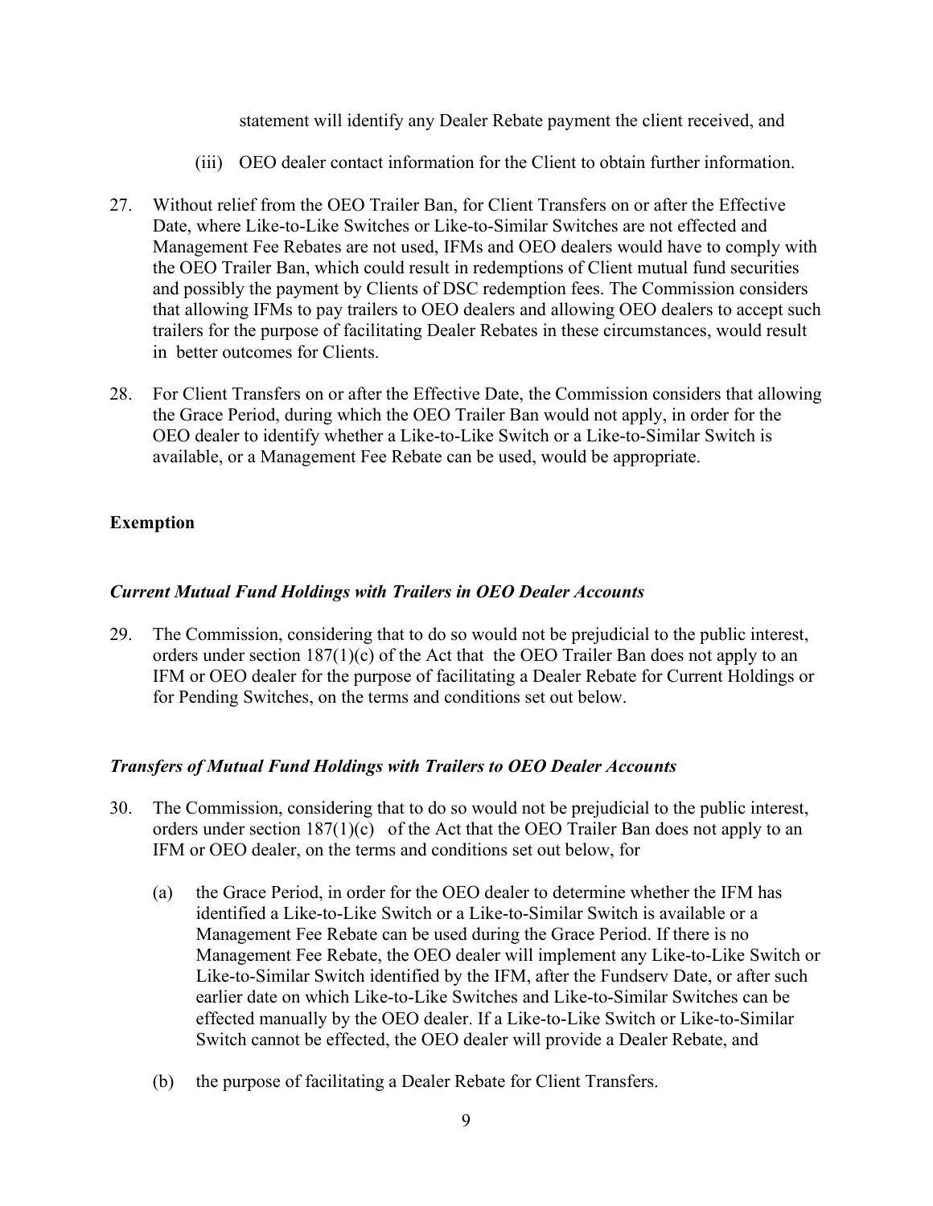statement will identify any Dealer Rebate payment the client received, and

(iii) OEO dealer contact information for the Client to obtain further information.

27. Without relief from the OEO Trailer Ban, for Client Transfers on or after the Effective Date, where Like-to-Like Switches or Like-to-Similar Switches are not effected and Management Fee Rebates are not used, IFMs and OEO dealers would have to comply with the OEO Trailer Ban, which could result in redemptions of Client mutual fund securities and possibly the payment by Clients of DSC redemption fees. The Commission considers that allowing IFMs to pay trailers to OEO dealers and allowing OEO dealers to accept such trailers for the purpose of facilitating Dealer Rebates in these circumstances, would result in better outcomes for Clients.

28. For Client Transfers on or after the Effective Date, the Commission considers that allowing the Grace Period, during which the OEO Trailer Ban would not apply, in order for the OEO dealer to identify whether a Like-to-Like Switch or a Like-to-Similar Switch is available, or a Management Fee Rebate can be used, would be appropriate.

## Exemption

### *Current Mutual Fund Holdings with Trailers in OEO Dealer Accounts*

29. The Commission, considering that to do so would not be prejudicial to the public interest, orders under section 187(1)(c) of the Act that the OEO Trailer Ban does not apply to an IFM or OEO dealer for the purpose of facilitating a Dealer Rebate for Current Holdings or for Pending Switches, on the terms and conditions set out below.

### *Transfers of Mutual Fund Holdings with Trailers to OEO Dealer Accounts*

30. The Commission, considering that to do so would not be prejudicial to the public interest, orders under section 187(1)(c) of the Act that the OEO Trailer Ban does not apply to an IFM or OEO dealer, on the terms and conditions set out below, for

    (a) the Grace Period, in order for the OEO dealer to determine whether the IFM has identified a Like-to-Like Switch or a Like-to-Similar Switch is available or a Management Fee Rebate can be used during the Grace Period. If there is no Management Fee Rebate, the OEO dealer will implement any Like-to-Like Switch or Like-to-Similar Switch identified by the IFM, after the Fundserv Date, or after such earlier date on which Like-to-Like Switches and Like-to-Similar Switches can be effected manually by the OEO dealer. If a Like-to-Like Switch or Like-to-Similar Switch cannot be effected, the OEO dealer will provide a Dealer Rebate, and

    (b) the purpose of facilitating a Dealer Rebate for Client Transfers.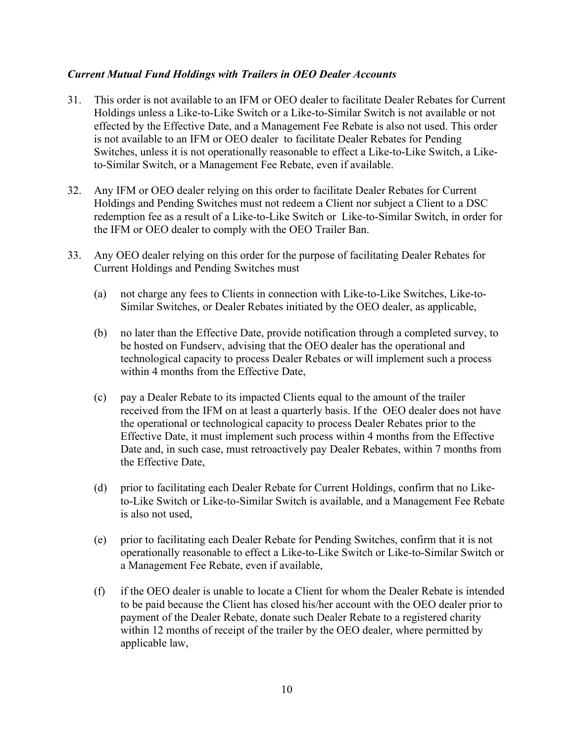### *Current Mutual Fund Holdings with Trailers in OEO Dealer Accounts*

31. This order is not available to an IFM or OEO dealer to facilitate Dealer Rebates for Current Holdings unless a Like-to-Like Switch or a Like-to-Similar Switch is not available or not effected by the Effective Date, and a Management Fee Rebate is also not used. This order is not available to an IFM or OEO dealer to facilitate Dealer Rebates for Pending Switches, unless it is not operationally reasonable to effect a Like-to-Like Switch, a Like-to-Similar Switch, or a Management Fee Rebate, even if available.

32. Any IFM or OEO dealer relying on this order to facilitate Dealer Rebates for Current Holdings and Pending Switches must not redeem a Client nor subject a Client to a DSC redemption fee as a result of a Like-to-Like Switch or Like-to-Similar Switch, in order for the IFM or OEO dealer to comply with the OEO Trailer Ban.

33. Any OEO dealer relying on this order for the purpose of facilitating Dealer Rebates for Current Holdings and Pending Switches must

    (a) not charge any fees to Clients in connection with Like-to-Like Switches, Like-to-Similar Switches, or Dealer Rebates initiated by the OEO dealer, as applicable,

    (b) no later than the Effective Date, provide notification through a completed survey, to be hosted on Fundserv, advising that the OEO dealer has the operational and technological capacity to process Dealer Rebates or will implement such a process within 4 months from the Effective Date,

    (c) pay a Dealer Rebate to its impacted Clients equal to the amount of the trailer received from the IFM on at least a quarterly basis. If the OEO dealer does not have the operational or technological capacity to process Dealer Rebates prior to the Effective Date, it must implement such process within 4 months from the Effective Date and, in such case, must retroactively pay Dealer Rebates, within 7 months from the Effective Date,

    (d) prior to facilitating each Dealer Rebate for Current Holdings, confirm that no Like-to-Like Switch or Like-to-Similar Switch is available, and a Management Fee Rebate is also not used,

    (e) prior to facilitating each Dealer Rebate for Pending Switches, confirm that it is not operationally reasonable to effect a Like-to-Like Switch or Like-to-Similar Switch or a Management Fee Rebate, even if available,

    (f) if the OEO dealer is unable to locate a Client for whom the Dealer Rebate is intended to be paid because the Client has closed his/her account with the OEO dealer prior to payment of the Dealer Rebate, donate such Dealer Rebate to a registered charity within 12 months of receipt of the trailer by the OEO dealer, where permitted by applicable law,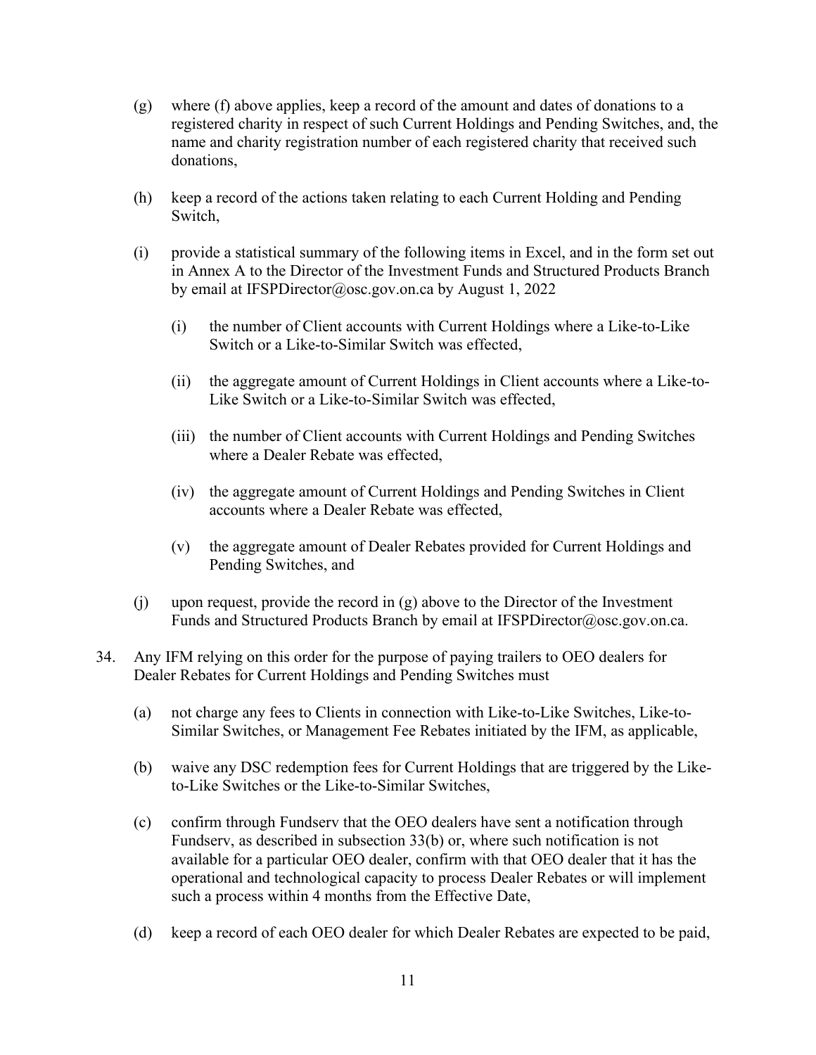(g) where (f) above applies, keep a record of the amount and dates of donations to a registered charity in respect of such Current Holdings and Pending Switches, and, the name and charity registration number of each registered charity that received such donations,

(h) keep a record of the actions taken relating to each Current Holding and Pending Switch,

(i) provide a statistical summary of the following items in Excel, and in the form set out in Annex A to the Director of the Investment Funds and Structured Products Branch by email at IFSPDirector@osc.gov.on.ca by August 1, 2022

  (i) the number of Client accounts with Current Holdings where a Like-to-Like Switch or a Like-to-Similar Switch was effected,

  (ii) the aggregate amount of Current Holdings in Client accounts where a Like-to-Like Switch or a Like-to-Similar Switch was effected,

  (iii) the number of Client accounts with Current Holdings and Pending Switches where a Dealer Rebate was effected,

  (iv) the aggregate amount of Current Holdings and Pending Switches in Client accounts where a Dealer Rebate was effected,

  (v) the aggregate amount of Dealer Rebates provided for Current Holdings and Pending Switches, and

(j) upon request, provide the record in (g) above to the Director of the Investment Funds and Structured Products Branch by email at IFSPDirector@osc.gov.on.ca.

34. Any IFM relying on this order for the purpose of paying trailers to OEO dealers for Dealer Rebates for Current Holdings and Pending Switches must

(a) not charge any fees to Clients in connection with Like-to-Like Switches, Like-to-Similar Switches, or Management Fee Rebates initiated by the IFM, as applicable,

(b) waive any DSC redemption fees for Current Holdings that are triggered by the Like-to-Like Switches or the Like-to-Similar Switches,

(c) confirm through Fundserv that the OEO dealers have sent a notification through Fundserv, as described in subsection 33(b) or, where such notification is not available for a particular OEO dealer, confirm with that OEO dealer that it has the operational and technological capacity to process Dealer Rebates or will implement such a process within 4 months from the Effective Date,

(d) keep a record of each OEO dealer for which Dealer Rebates are expected to be paid,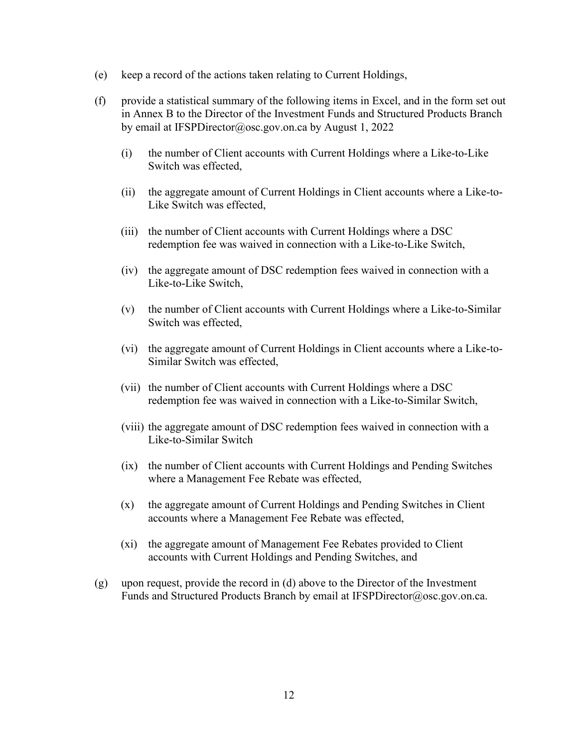(e) keep a record of the actions taken relating to Current Holdings,

(f) provide a statistical summary of the following items in Excel, and in the form set out in Annex B to the Director of the Investment Funds and Structured Products Branch by email at IFSPDirector@osc.gov.on.ca by August 1, 2022

  (i) the number of Client accounts with Current Holdings where a Like-to-Like Switch was effected,

  (ii) the aggregate amount of Current Holdings in Client accounts where a Like-to-Like Switch was effected,

  (iii) the number of Client accounts with Current Holdings where a DSC redemption fee was waived in connection with a Like-to-Like Switch,

  (iv) the aggregate amount of DSC redemption fees waived in connection with a Like-to-Like Switch,

  (v) the number of Client accounts with Current Holdings where a Like-to-Similar Switch was effected,

  (vi) the aggregate amount of Current Holdings in Client accounts where a Like-to-Similar Switch was effected,

  (vii) the number of Client accounts with Current Holdings where a DSC redemption fee was waived in connection with a Like-to-Similar Switch,

  (viii) the aggregate amount of DSC redemption fees waived in connection with a Like-to-Similar Switch

  (ix) the number of Client accounts with Current Holdings and Pending Switches where a Management Fee Rebate was effected,

  (x) the aggregate amount of Current Holdings and Pending Switches in Client accounts where a Management Fee Rebate was effected,

  (xi) the aggregate amount of Management Fee Rebates provided to Client accounts with Current Holdings and Pending Switches, and

(g) upon request, provide the record in (d) above to the Director of the Investment Funds and Structured Products Branch by email at IFSPDirector@osc.gov.on.ca.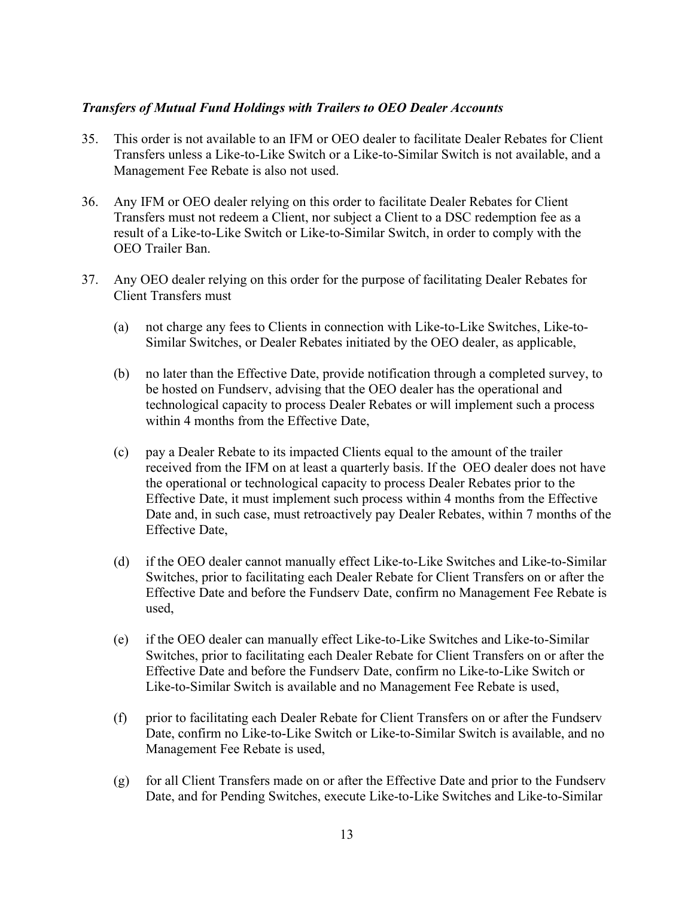***Transfers of Mutual Fund Holdings with Trailers to OEO Dealer Accounts***

35. This order is not available to an IFM or OEO dealer to facilitate Dealer Rebates for Client Transfers unless a Like-to-Like Switch or a Like-to-Similar Switch is not available, and a Management Fee Rebate is also not used.

36. Any IFM or OEO dealer relying on this order to facilitate Dealer Rebates for Client Transfers must not redeem a Client, nor subject a Client to a DSC redemption fee as a result of a Like-to-Like Switch or Like-to-Similar Switch, in order to comply with the OEO Trailer Ban.

37. Any OEO dealer relying on this order for the purpose of facilitating Dealer Rebates for Client Transfers must

    (a) not charge any fees to Clients in connection with Like-to-Like Switches, Like-to-Similar Switches, or Dealer Rebates initiated by the OEO dealer, as applicable,

    (b) no later than the Effective Date, provide notification through a completed survey, to be hosted on Fundserv, advising that the OEO dealer has the operational and technological capacity to process Dealer Rebates or will implement such a process within 4 months from the Effective Date,

    (c) pay a Dealer Rebate to its impacted Clients equal to the amount of the trailer received from the IFM on at least a quarterly basis. If the OEO dealer does not have the operational or technological capacity to process Dealer Rebates prior to the Effective Date, it must implement such process within 4 months from the Effective Date and, in such case, must retroactively pay Dealer Rebates, within 7 months of the Effective Date,

    (d) if the OEO dealer cannot manually effect Like-to-Like Switches and Like-to-Similar Switches, prior to facilitating each Dealer Rebate for Client Transfers on or after the Effective Date and before the Fundserv Date, confirm no Management Fee Rebate is used,

    (e) if the OEO dealer can manually effect Like-to-Like Switches and Like-to-Similar Switches, prior to facilitating each Dealer Rebate for Client Transfers on or after the Effective Date and before the Fundserv Date, confirm no Like-to-Like Switch or Like-to-Similar Switch is available and no Management Fee Rebate is used,

    (f) prior to facilitating each Dealer Rebate for Client Transfers on or after the Fundserv Date, confirm no Like-to-Like Switch or Like-to-Similar Switch is available, and no Management Fee Rebate is used,

    (g) for all Client Transfers made on or after the Effective Date and prior to the Fundserv Date, and for Pending Switches, execute Like-to-Like Switches and Like-to-Similar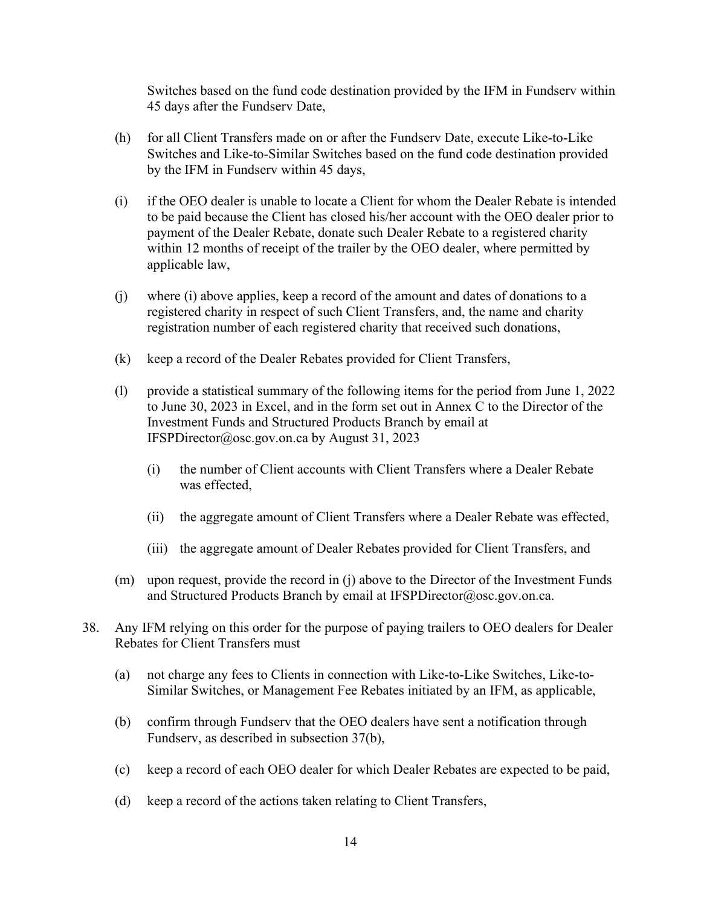Switches based on the fund code destination provided by the IFM in Fundserv within 45 days after the Fundserv Date,

(h) for all Client Transfers made on or after the Fundserv Date, execute Like-to-Like Switches and Like-to-Similar Switches based on the fund code destination provided by the IFM in Fundserv within 45 days,

(i) if the OEO dealer is unable to locate a Client for whom the Dealer Rebate is intended to be paid because the Client has closed his/her account with the OEO dealer prior to payment of the Dealer Rebate, donate such Dealer Rebate to a registered charity within 12 months of receipt of the trailer by the OEO dealer, where permitted by applicable law,

(j) where (i) above applies, keep a record of the amount and dates of donations to a registered charity in respect of such Client Transfers, and, the name and charity registration number of each registered charity that received such donations,

(k) keep a record of the Dealer Rebates provided for Client Transfers,

(l) provide a statistical summary of the following items for the period from June 1, 2022 to June 30, 2023 in Excel, and in the form set out in Annex C to the Director of the Investment Funds and Structured Products Branch by email at IFSPDirector@osc.gov.on.ca by August 31, 2023

   (i) the number of Client accounts with Client Transfers where a Dealer Rebate was effected,

   (ii) the aggregate amount of Client Transfers where a Dealer Rebate was effected,

   (iii) the aggregate amount of Dealer Rebates provided for Client Transfers, and

(m) upon request, provide the record in (j) above to the Director of the Investment Funds and Structured Products Branch by email at IFSPDirector@osc.gov.on.ca.

38. Any IFM relying on this order for the purpose of paying trailers to OEO dealers for Dealer Rebates for Client Transfers must

   (a) not charge any fees to Clients in connection with Like-to-Like Switches, Like-to-Similar Switches, or Management Fee Rebates initiated by an IFM, as applicable,

   (b) confirm through Fundserv that the OEO dealers have sent a notification through Fundserv, as described in subsection 37(b),

   (c) keep a record of each OEO dealer for which Dealer Rebates are expected to be paid,

   (d) keep a record of the actions taken relating to Client Transfers,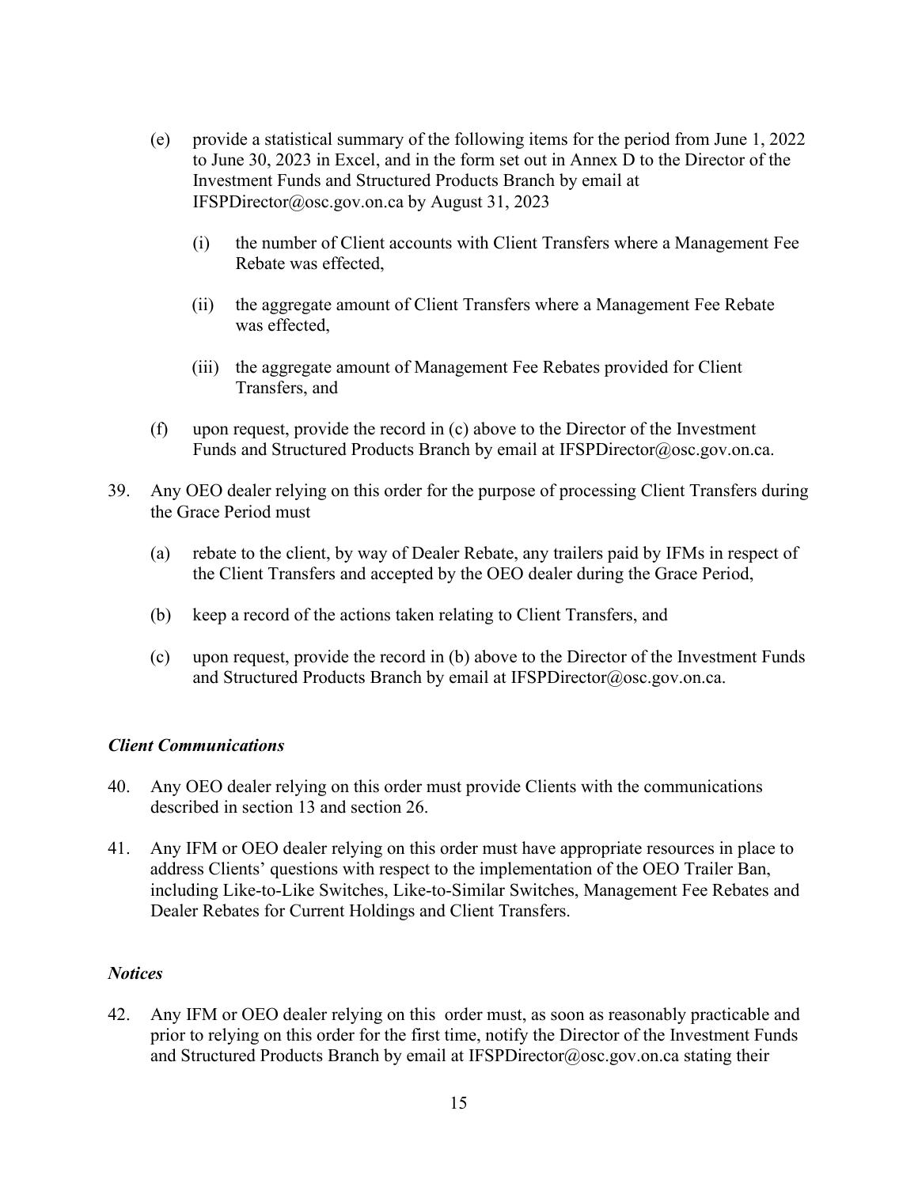(e) provide a statistical summary of the following items for the period from June 1, 2022 to June 30, 2023 in Excel, and in the form set out in Annex D to the Director of the Investment Funds and Structured Products Branch by email at IFSPDirector@osc.gov.on.ca by August 31, 2023

    (i) the number of Client accounts with Client Transfers where a Management Fee Rebate was effected,

    (ii) the aggregate amount of Client Transfers where a Management Fee Rebate was effected,

    (iii) the aggregate amount of Management Fee Rebates provided for Client Transfers, and

(f) upon request, provide the record in (c) above to the Director of the Investment Funds and Structured Products Branch by email at IFSPDirector@osc.gov.on.ca.

39. Any OEO dealer relying on this order for the purpose of processing Client Transfers during the Grace Period must

    (a) rebate to the client, by way of Dealer Rebate, any trailers paid by IFMs in respect of the Client Transfers and accepted by the OEO dealer during the Grace Period,

    (b) keep a record of the actions taken relating to Client Transfers, and

    (c) upon request, provide the record in (b) above to the Director of the Investment Funds and Structured Products Branch by email at IFSPDirector@osc.gov.on.ca.

***Client Communications***

40. Any OEO dealer relying on this order must provide Clients with the communications described in section 13 and section 26.

41. Any IFM or OEO dealer relying on this order must have appropriate resources in place to address Clients' questions with respect to the implementation of the OEO Trailer Ban, including Like-to-Like Switches, Like-to-Similar Switches, Management Fee Rebates and Dealer Rebates for Current Holdings and Client Transfers.

***Notices***

42. Any IFM or OEO dealer relying on this order must, as soon as reasonably practicable and prior to relying on this order for the first time, notify the Director of the Investment Funds and Structured Products Branch by email at IFSPDirector@osc.gov.on.ca stating their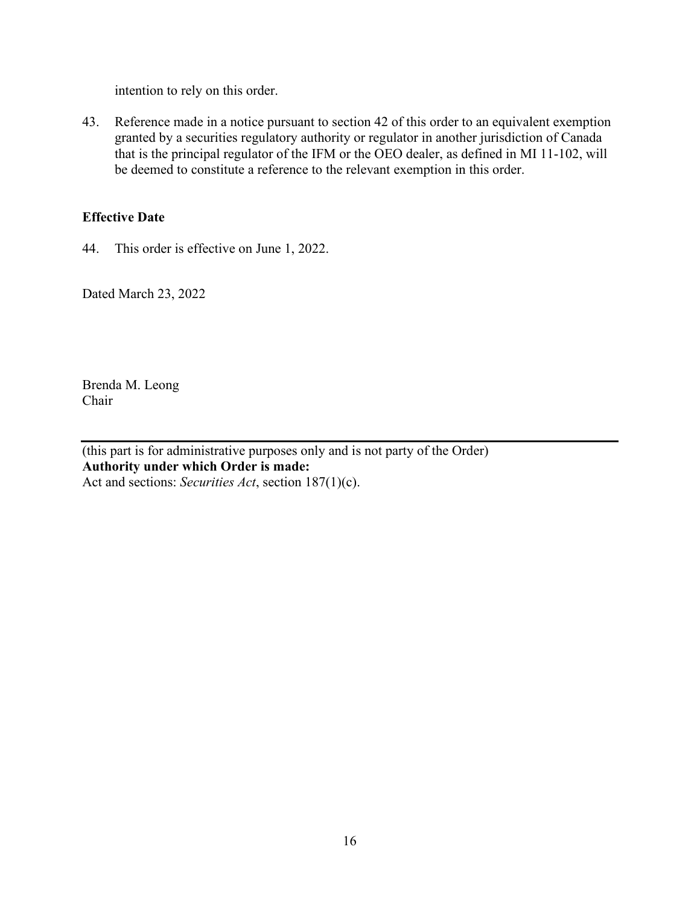intention to rely on this order.

43. Reference made in a notice pursuant to section 42 of this order to an equivalent exemption granted by a securities regulatory authority or regulator in another jurisdiction of Canada that is the principal regulator of the IFM or the OEO dealer, as defined in MI 11-102, will be deemed to constitute a reference to the relevant exemption in this order.

**Effective Date**

44. This order is effective on June 1, 2022.

Dated March 23, 2022

Brenda M. Leong
Chair

---

(this part is for administrative purposes only and is not party of the Order)
**Authority under which Order is made:**
Act and sections: *Securities Act*, section 187(1)(c).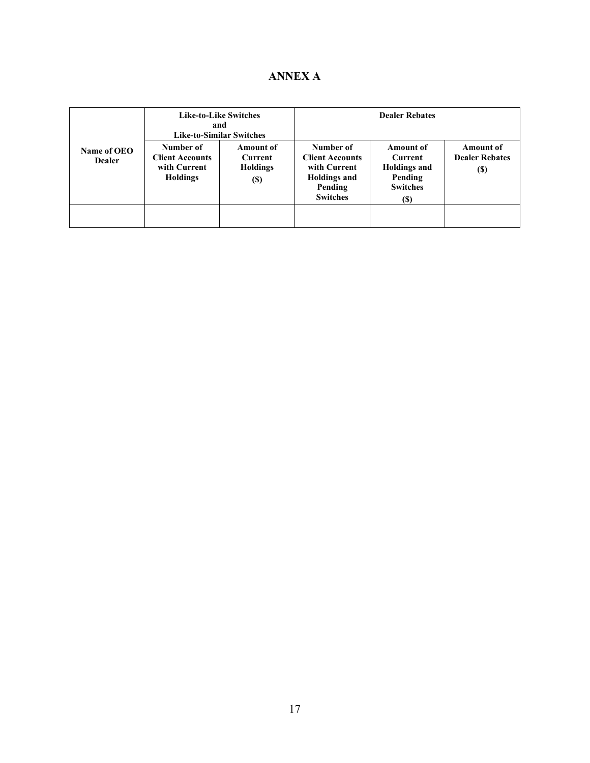# ANNEX A

| Name of OEO Dealer | Like-to-Like Switches and Like-to-Similar Switches | | Dealer Rebates | | |
|---|---|---|---|---|---|
| | Number of Client Accounts with Current Holdings | Amount of Current Holdings ($) | Number of Client Accounts with Current Holdings and Pending Switches | Amount of Current Holdings and Pending Switches ($) | Amount of Dealer Rebates ($) |
| | | | | | |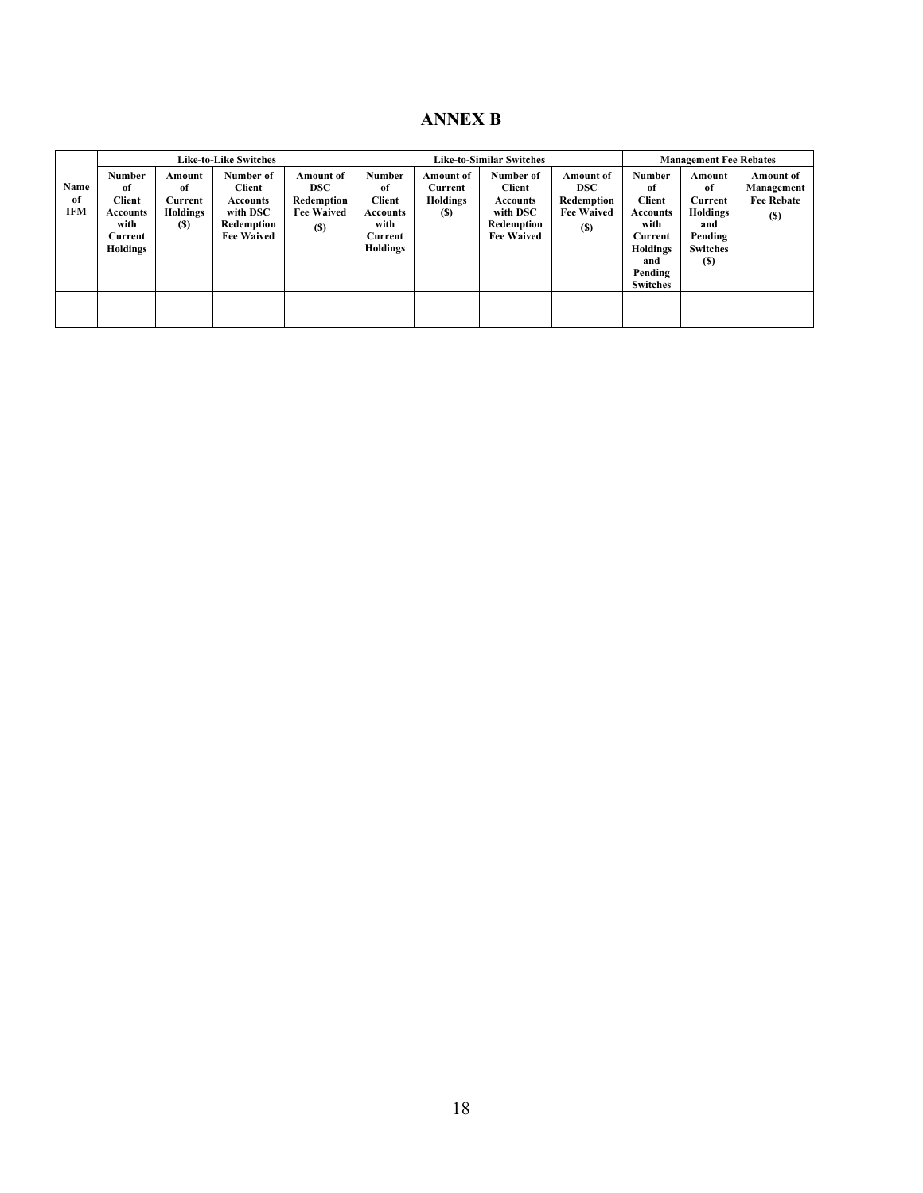# ANNEX B

| Name of IFM | Like-to-Like Switches | | | | Like-to-Similar Switches | | | | Management Fee Rebates | | |
|---|---|---|---|---|---|---|---|---|---|---|---|
| | Number of Client Accounts with Current Holdings | Amount of Current Holdings ($) | Number of Client Accounts with DSC Redemption Fee Waived | Amount of DSC Redemption Fee Waived ($) | Number of Client Accounts with Current Holdings | Amount of Current Holdings ($) | Number of Client Accounts with DSC Redemption Fee Waived | Amount of DSC Redemption Fee Waived ($) | Number of Client Accounts with Current Holdings and Pending Switches | Amount of Current Holdings and Pending Switches ($) | Amount of Management Fee Rebate ($) |
| | | | | | | | | | | | |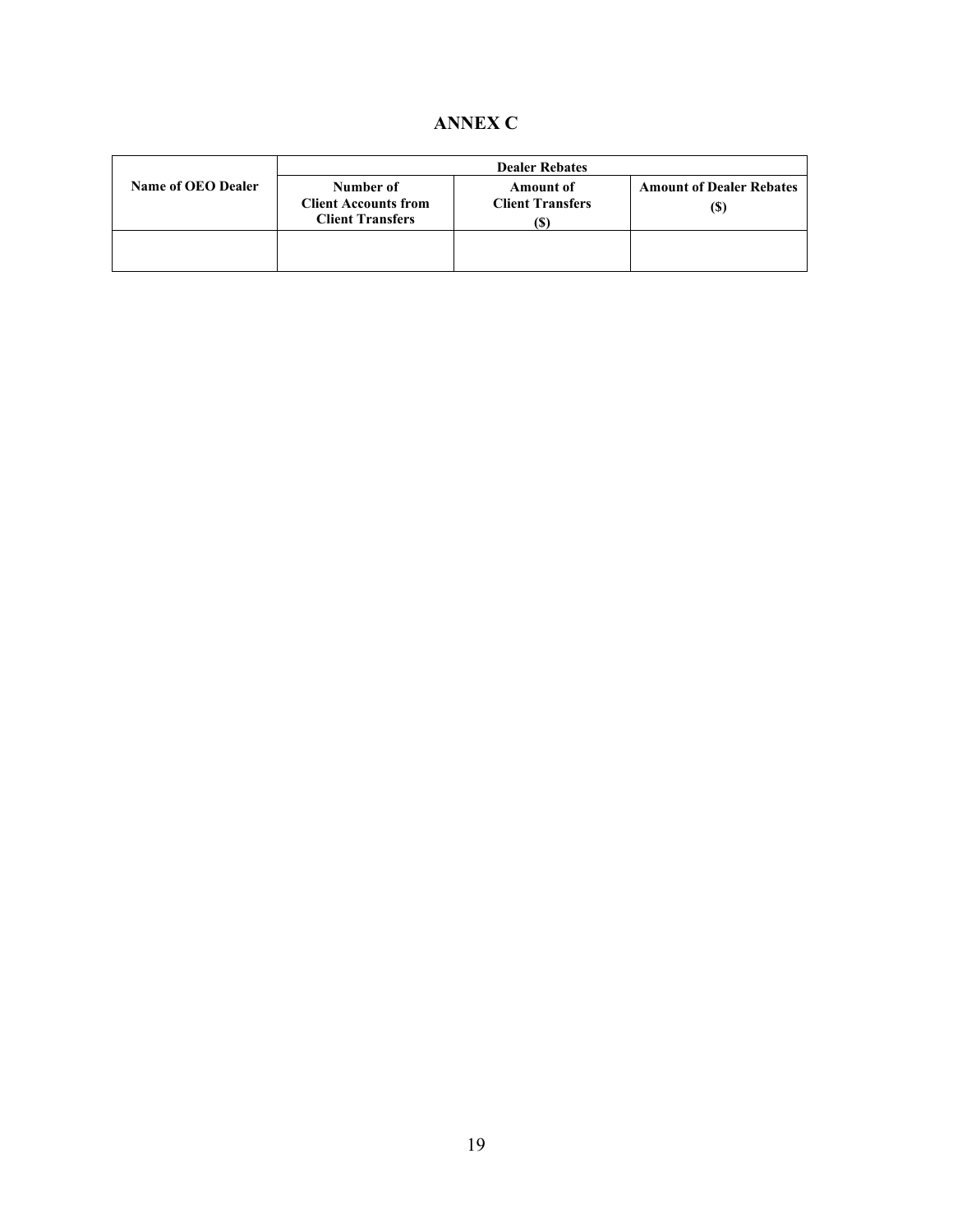# ANNEX C

| Name of OEO Dealer | Dealer Rebates | | |
|---|---|---|---|
| | Number of Client Accounts from Client Transfers | Amount of Client Transfers ($) | Amount of Dealer Rebates ($) |
| | | | |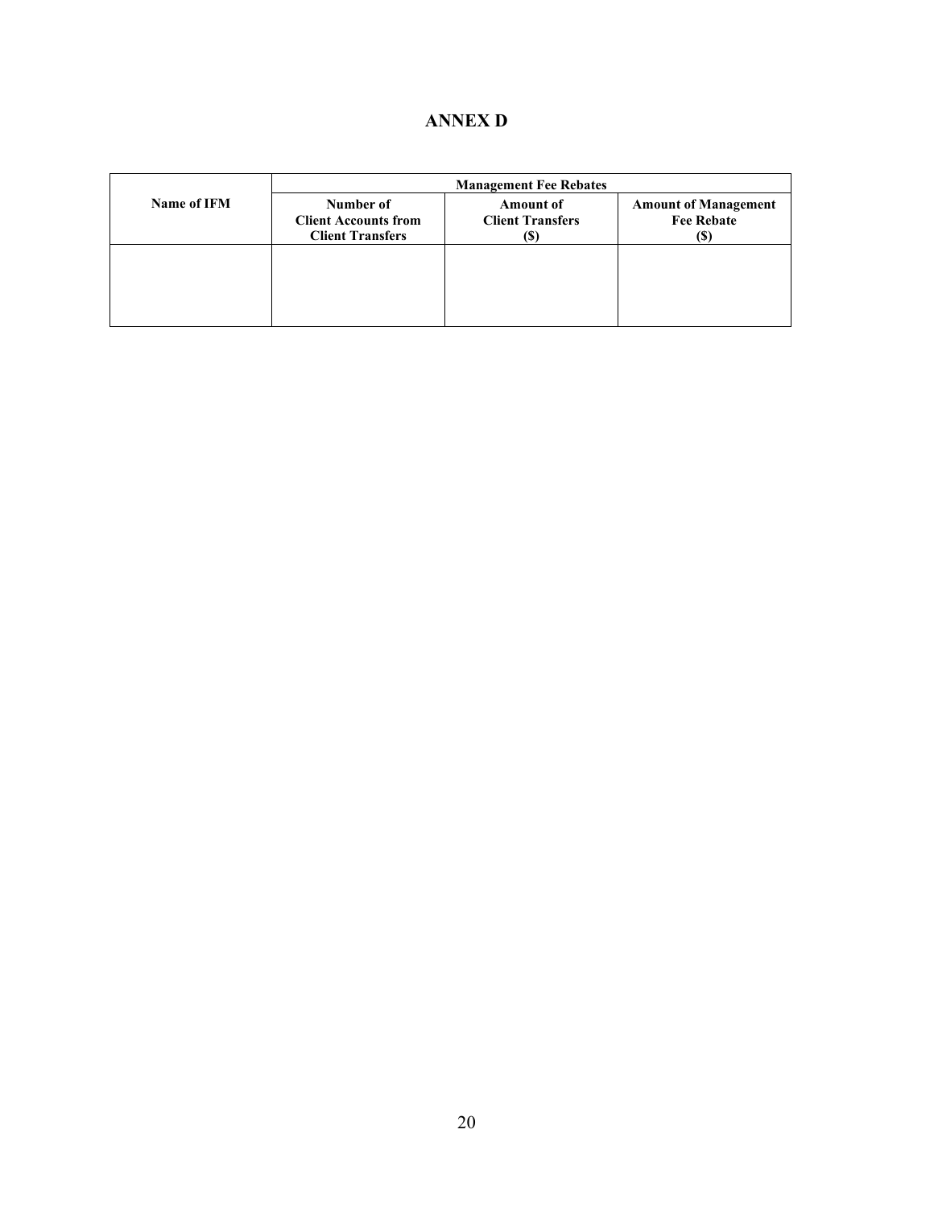# ANNEX D

| Name of IFM | Management Fee Rebates | | |
|---|---|---|---|
| | Number of Client Accounts from Client Transfers | Amount of Client Transfers ($) | Amount of Management Fee Rebate ($) |
| | | | |